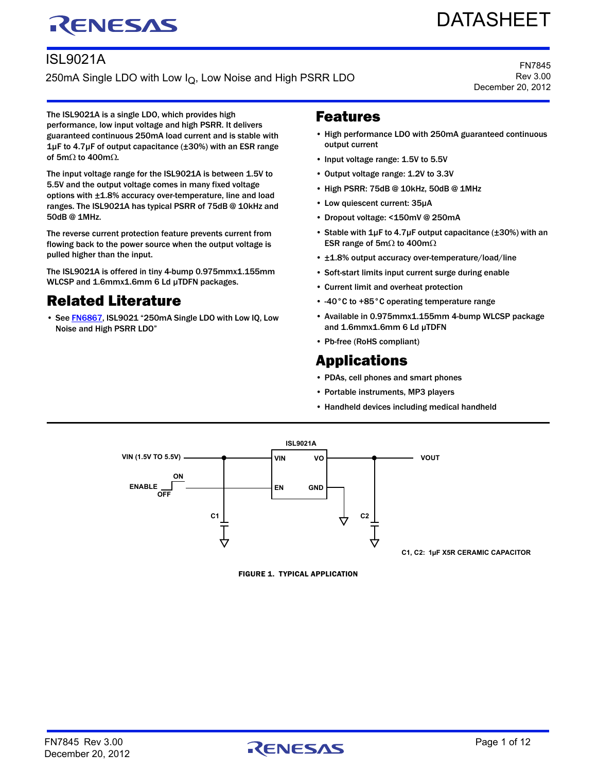# ISL9021A

250mA Single LDO with Low $I_Q$, Low Noise and High PSRR LDO

FN7845
Rev 3.00
December 20, 2012

The ISL9021A is a single LDO, which provides high performance, low input voltage and high PSRR. It delivers guaranteed continuous 250mA load current and is stable with 1µF to 4.7µF of output capacitance (±30%) with an ESR range of 5mΩ to 400mΩ.

The input voltage range for the ISL9021A is between 1.5V to 5.5V and the output voltage comes in many fixed voltage options with ±1.8% accuracy over-temperature, line and load ranges. The ISL9021A has typical PSRR of 75dB @ 10kHz and 50dB @ 1MHz.

The reverse current protection feature prevents current from flowing back to the power source when the output voltage is pulled higher than the input.

The ISL9021A is offered in tiny 4-bump 0.975mmx1.155mm WLCSP and 1.6mmx1.6mm 6 Ld µTDFN packages.

## Related Literature

- See FN6867, ISL9021 "250mA Single LDO with Low IQ, Low Noise and High PSRR LDO"

## Features

- High performance LDO with 250mA guaranteed continuous output current
- Input voltage range: 1.5V to 5.5V
- Output voltage range: 1.2V to 3.3V
- High PSRR: 75dB @ 10kHz, 50dB @ 1MHz
- Low quiescent current: 35µA
- Dropout voltage: <150mV @ 250mA
- Stable with 1µF to 4.7µF output capacitance (±30%) with an ESR range of 5mΩ to 400mΩ
- ±1.8% output accuracy over-temperature/load/line
- Soft-start limits input current surge during enable
- Current limit and overheat protection
- -40°C to +85°C operating temperature range
- Available in 0.975mmx1.155mm 4-bump WLCSP package and 1.6mmx1.6mm 6 Ld µTDFN
- Pb-free (RoHS compliant)

## Applications

- PDAs, cell phones and smart phones
- Portable instruments, MP3 players
- Handheld devices including medical handheld

ISL9021A
VIN (1.5V TO 5.5V) — VIN, VO — VOUT
ENABLE (ON/OFF) — EN, GND
C1, C2

C1, C2: 1µF X5R CERAMIC CAPACITOR

FIGURE 1. TYPICAL APPLICATION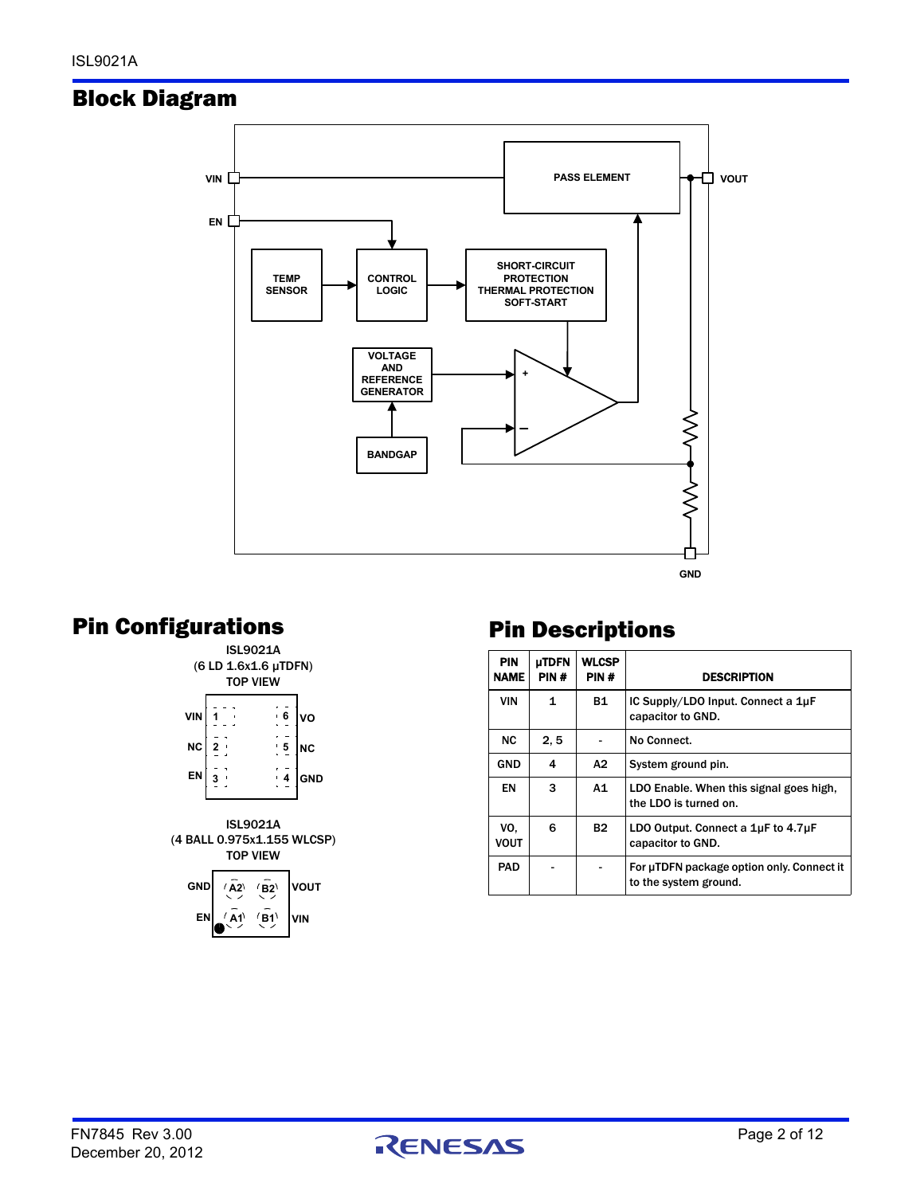## Block Diagram

## Pin Configurations

ISL9021A
(6 LD 1.6x1.6 µTDFN)
TOP VIEW

ISL9021A
(4 BALL 0.975x1.155 WLCSP)
TOP VIEW

## Pin Descriptions

| PIN NAME | µTDFN PIN # | WLCSP PIN # | DESCRIPTION |
|---|---|---|---|
| VIN | 1 | B1 | IC Supply/LDO Input. Connect a 1µF capacitor to GND. |
| NC | 2, 5 | - | No Connect. |
| GND | 4 | A2 | System ground pin. |
| EN | 3 | A1 | LDO Enable. When this signal goes high, the LDO is turned on. |
| VO, VOUT | 6 | B2 | LDO Output. Connect a 1µF to 4.7µF capacitor to GND. |
| PAD | - | - | For µTDFN package option only. Connect it to the system ground. |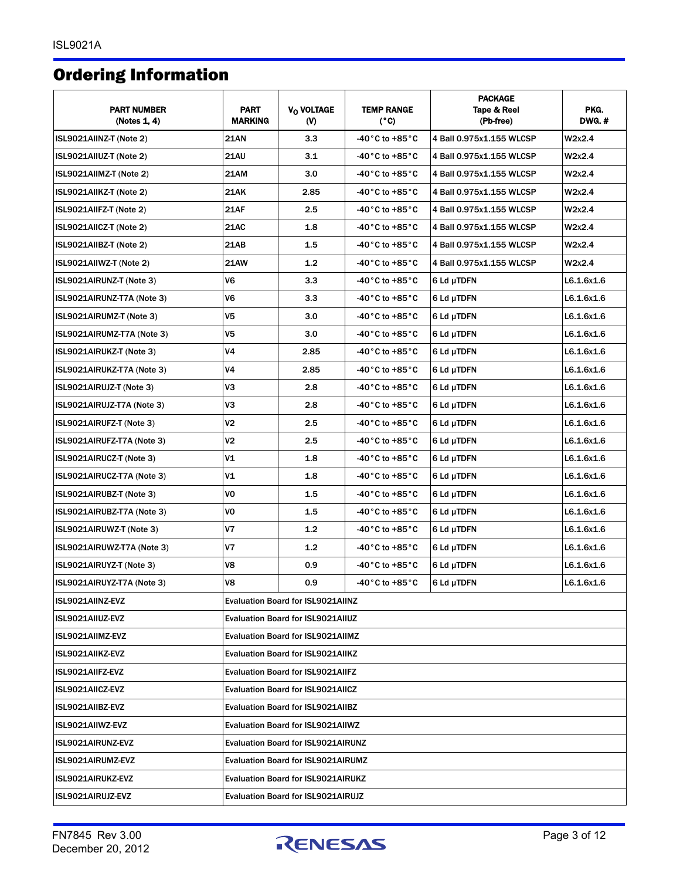## Ordering Information

| PART NUMBER (Notes 1, 4) | PART MARKING | $V_O$ VOLTAGE (V) | TEMP RANGE (°C) | PACKAGE Tape & Reel (Pb-free) | PKG. DWG. # |
|---|---|---|---|---|---|
| ISL9021AIINZ-T (Note 2) | 21AN | 3.3 | -40°C to +85°C | 4 Ball 0.975x1.155 WLCSP | W2x2.4 |
| ISL9021AIIUZ-T (Note 2) | 21AU | 3.1 | -40°C to +85°C | 4 Ball 0.975x1.155 WLCSP | W2x2.4 |
| ISL9021AIIMZ-T (Note 2) | 21AM | 3.0 | -40°C to +85°C | 4 Ball 0.975x1.155 WLCSP | W2x2.4 |
| ISL9021AIIKZ-T (Note 2) | 21AK | 2.85 | -40°C to +85°C | 4 Ball 0.975x1.155 WLCSP | W2x2.4 |
| ISL9021AIIFZ-T (Note 2) | 21AF | 2.5 | -40°C to +85°C | 4 Ball 0.975x1.155 WLCSP | W2x2.4 |
| ISL9021AIICZ-T (Note 2) | 21AC | 1.8 | -40°C to +85°C | 4 Ball 0.975x1.155 WLCSP | W2x2.4 |
| ISL9021AIIBZ-T (Note 2) | 21AB | 1.5 | -40°C to +85°C | 4 Ball 0.975x1.155 WLCSP | W2x2.4 |
| ISL9021AIIWZ-T (Note 2) | 21AW | 1.2 | -40°C to +85°C | 4 Ball 0.975x1.155 WLCSP | W2x2.4 |
| ISL9021AIRUNZ-T (Note 3) | V6 | 3.3 | -40°C to +85°C | 6 Ld µTDFN | L6.1.6x1.6 |
| ISL9021AIRUNZ-T7A (Note 3) | V6 | 3.3 | -40°C to +85°C | 6 Ld µTDFN | L6.1.6x1.6 |
| ISL9021AIRUMZ-T (Note 3) | V5 | 3.0 | -40°C to +85°C | 6 Ld µTDFN | L6.1.6x1.6 |
| ISL9021AIRUMZ-T7A (Note 3) | V5 | 3.0 | -40°C to +85°C | 6 Ld µTDFN | L6.1.6x1.6 |
| ISL9021AIRUKZ-T (Note 3) | V4 | 2.85 | -40°C to +85°C | 6 Ld µTDFN | L6.1.6x1.6 |
| ISL9021AIRUKZ-T7A (Note 3) | V4 | 2.85 | -40°C to +85°C | 6 Ld µTDFN | L6.1.6x1.6 |
| ISL9021AIRUJZ-T (Note 3) | V3 | 2.8 | -40°C to +85°C | 6 Ld µTDFN | L6.1.6x1.6 |
| ISL9021AIRUJZ-T7A (Note 3) | V3 | 2.8 | -40°C to +85°C | 6 Ld µTDFN | L6.1.6x1.6 |
| ISL9021AIRUFZ-T (Note 3) | V2 | 2.5 | -40°C to +85°C | 6 Ld µTDFN | L6.1.6x1.6 |
| ISL9021AIRUFZ-T7A (Note 3) | V2 | 2.5 | -40°C to +85°C | 6 Ld µTDFN | L6.1.6x1.6 |
| ISL9021AIRUCZ-T (Note 3) | V1 | 1.8 | -40°C to +85°C | 6 Ld µTDFN | L6.1.6x1.6 |
| ISL9021AIRUCZ-T7A (Note 3) | V1 | 1.8 | -40°C to +85°C | 6 Ld µTDFN | L6.1.6x1.6 |
| ISL9021AIRUBZ-T (Note 3) | V0 | 1.5 | -40°C to +85°C | 6 Ld µTDFN | L6.1.6x1.6 |
| ISL9021AIRUBZ-T7A (Note 3) | V0 | 1.5 | -40°C to +85°C | 6 Ld µTDFN | L6.1.6x1.6 |
| ISL9021AIRUWZ-T (Note 3) | V7 | 1.2 | -40°C to +85°C | 6 Ld µTDFN | L6.1.6x1.6 |
| ISL9021AIRUWZ-T7A (Note 3) | V7 | 1.2 | -40°C to +85°C | 6 Ld µTDFN | L6.1.6x1.6 |
| ISL9021AIRUYZ-T (Note 3) | V8 | 0.9 | -40°C to +85°C | 6 Ld µTDFN | L6.1.6x1.6 |
| ISL9021AIRUYZ-T7A (Note 3) | V8 | 0.9 | -40°C to +85°C | 6 Ld µTDFN | L6.1.6x1.6 |
| ISL9021AIINZ-EVZ | Evaluation Board for ISL9021AIINZ | | | | |
| ISL9021AIIUZ-EVZ | Evaluation Board for ISL9021AIIUZ | | | | |
| ISL9021AIIMZ-EVZ | Evaluation Board for ISL9021AIIMZ | | | | |
| ISL9021AIIKZ-EVZ | Evaluation Board for ISL9021AIIKZ | | | | |
| ISL9021AIIFZ-EVZ | Evaluation Board for ISL9021AIIFZ | | | | |
| ISL9021AIICZ-EVZ | Evaluation Board for ISL9021AIICZ | | | | |
| ISL9021AIIBZ-EVZ | Evaluation Board for ISL9021AIIBZ | | | | |
| ISL9021AIIWZ-EVZ | Evaluation Board for ISL9021AIIWZ | | | | |
| ISL9021AIRUNZ-EVZ | Evaluation Board for ISL9021AIRUNZ | | | | |
| ISL9021AIRUMZ-EVZ | Evaluation Board for ISL9021AIRUMZ | | | | |
| ISL9021AIRUKZ-EVZ | Evaluation Board for ISL9021AIRUKZ | | | | |
| ISL9021AIRUJZ-EVZ | Evaluation Board for ISL9021AIRUJZ | | | | |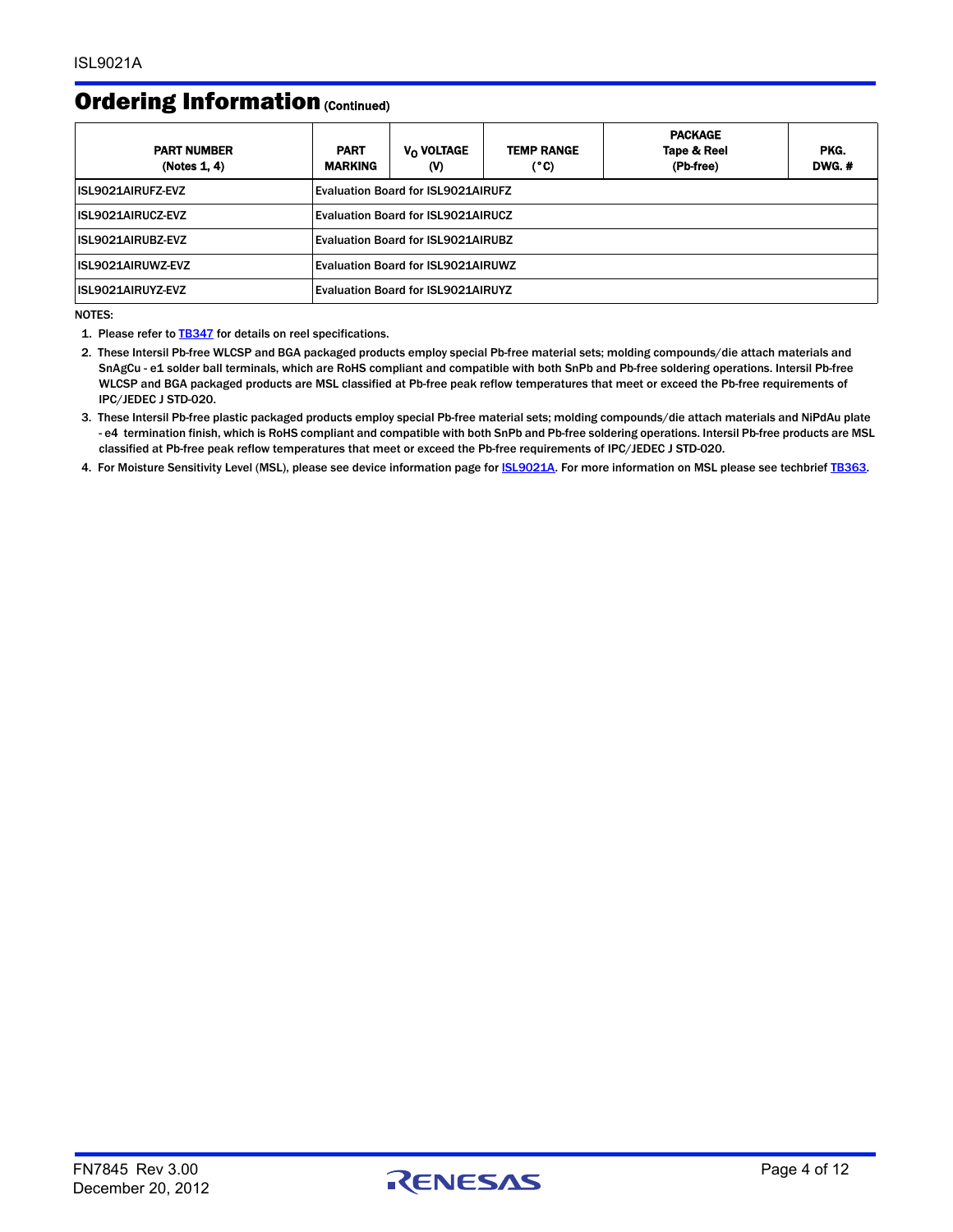## Ordering Information (Continued)

| PART NUMBER (Notes 1, 4) | PART MARKING | $V_O$ VOLTAGE (V) | TEMP RANGE (°C) | PACKAGE Tape & Reel (Pb-free) | PKG. DWG. # |
|---|---|---|---|---|---|
| ISL9021AIRUFZ-EVZ | Evaluation Board for ISL9021AIRUFZ | | | | |
| ISL9021AIRUCZ-EVZ | Evaluation Board for ISL9021AIRUCZ | | | | |
| ISL9021AIRUBZ-EVZ | Evaluation Board for ISL9021AIRUBZ | | | | |
| ISL9021AIRUWZ-EVZ | Evaluation Board for ISL9021AIRUWZ | | | | |
| ISL9021AIRUYZ-EVZ | Evaluation Board for ISL9021AIRUYZ | | | | |

NOTES:

1. Please refer to TB347 for details on reel specifications.
2. These Intersil Pb-free WLCSP and BGA packaged products employ special Pb-free material sets; molding compounds/die attach materials and SnAgCu - e1 solder ball terminals, which are RoHS compliant and compatible with both SnPb and Pb-free soldering operations. Intersil Pb-free WLCSP and BGA packaged products are MSL classified at Pb-free peak reflow temperatures that meet or exceed the Pb-free requirements of IPC/JEDEC J STD-020.
3. These Intersil Pb-free plastic packaged products employ special Pb-free material sets; molding compounds/die attach materials and NiPdAu plate - e4 termination finish, which is RoHS compliant and compatible with both SnPb and Pb-free soldering operations. Intersil Pb-free products are MSL classified at Pb-free peak reflow temperatures that meet or exceed the Pb-free requirements of IPC/JEDEC J STD-020.
4. For Moisture Sensitivity Level (MSL), please see device information page for ISL9021A. For more information on MSL please see techbrief TB363.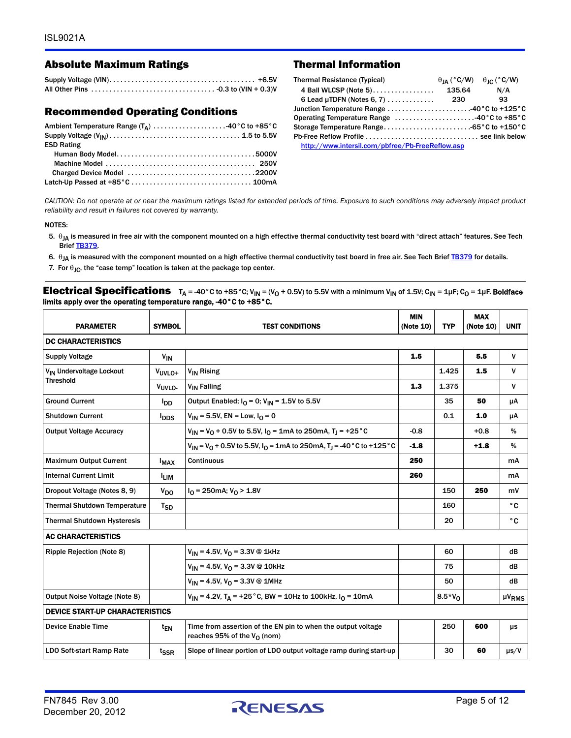## Absolute Maximum Ratings

Supply Voltage (VIN) . . . . . . . . . . . . . . . . . . . . . . . . . . . . . . . . . . . . . . . +6.5V
All Other Pins . . . . . . . . . . . . . . . . . . . . . . . . . . . . . . . . . -0.3 to (VIN + 0.3)V

## Recommended Operating Conditions

Ambient Temperature Range ($T_A$) . . . . . . . . . . . . . . . . . . . .-40°C to +85°C
Supply Voltage ($V_{IN}$) . . . . . . . . . . . . . . . . . . . . . . . . . . . . . . . . . . . 1.5 to 5.5V
ESD Rating
- Human Body Model. . . . . . . . . . . . . . . . . . . . . . . . . . . . . . . . . . . . .5000V
- Machine Model . . . . . . . . . . . . . . . . . . . . . . . . . . . . . . . . . . . . . . . . 250V
- Charged Device Model . . . . . . . . . . . . . . . . . . . . . . . . . . . . . . . . . .2200V

Latch-Up Passed at +85°C . . . . . . . . . . . . . . . . . . . . . . . . . . . . . . . . 100mA

## Thermal Information

| Thermal Resistance (Typical) | $\theta_{JA}$ (°C/W) | $\theta_{JC}$ (°C/W) |
|---|---|---|
| 4 Ball WLCSP (Note 5) | 135.64 | N/A |
| 6 Lead µTDFN (Notes 6, 7) | 230 | 93 |

Junction Temperature Range . . . . . . . . . . . . . . . . . . . . . . .-40°C to +125°C
Operating Temperature Range . . . . . . . . . . . . . . . . . . . . . .-40°C to +85°C
Storage Temperature Range. . . . . . . . . . . . . . . . . . . . . . . .-65°C to +150°C
Pb-Free Reflow Profile . . . . . . . . . . . . . . . . . . . . . . . . . . . . . . see link below
http://www.intersil.com/pbfree/Pb-FreeReflow.asp

*CAUTION: Do not operate at or near the maximum ratings listed for extended periods of time. Exposure to such conditions may adversely impact product reliability and result in failures not covered by warranty.*

NOTES:

5. $\theta_{JA}$ is measured in free air with the component mounted on a high effective thermal conductivity test board with "direct attach" features. See Tech Brief TB379.
6. $\theta_{JA}$ is measured with the component mounted on a high effective thermal conductivity test board in free air. See Tech Brief TB379 for details.
7. For $\theta_{JC}$, the "case temp" location is taken at the package top center.

## Electrical Specifications

$T_A$ = -40°C to +85°C; $V_{IN}$ = ($V_O$ + 0.5V) to 5.5V with a minimum $V_{IN}$ of 1.5V; $C_{IN}$ = 1µF; $C_O$ = 1µF. **Boldface limits apply over the operating temperature range, -40°C to +85°C.**

| PARAMETER | SYMBOL | TEST CONDITIONS | MIN (Note 10) | TYP | MAX (Note 10) | UNIT |
|---|---|---|---|---|---|---|
| **DC CHARACTERISTICS** | | | | | | |
| Supply Voltage | $V_{IN}$ | | **1.5** | | **5.5** | V |
| $V_{IN}$ Undervoltage Lockout Threshold | $V_{UVLO+}$ | $V_{IN}$ Rising | | 1.425 | **1.5** | V |
| | $V_{UVLO-}$ | $V_{IN}$ Falling | **1.3** | 1.375 | | V |
| Ground Current | $I_{DD}$ | Output Enabled; $I_O$ = 0; $V_{IN}$ = 1.5V to 5.5V | | 35 | **50** | µA |
| Shutdown Current | $I_{DDS}$ | $V_{IN}$ = 5.5V, EN = Low, $I_O$ = 0 | | 0.1 | **1.0** | µA |
| Output Voltage Accuracy | | $V_{IN}$ = $V_O$ + 0.5V to 5.5V, $I_O$ = 1mA to 250mA, $T_J$ = +25°C | -0.8 | | +0.8 | % |
| | | $V_{IN}$ = $V_O$ + 0.5V to 5.5V, $I_O$ = 1mA to 250mA, $T_J$ = -40°C to +125°C | **-1.8** | | **+1.8** | % |
| Maximum Output Current | $I_{MAX}$ | Continuous | **250** | | | mA |
| Internal Current Limit | $I_{LIM}$ | | **260** | | | mA |
| Dropout Voltage (Notes 8, 9) | $V_{DO}$ | $I_O$ = 250mA; $V_O$ > 1.8V | | 150 | **250** | mV |
| Thermal Shutdown Temperature | $T_{SD}$ | | | 160 | | °C |
| Thermal Shutdown Hysteresis | | | | 20 | | °C |
| **AC CHARACTERISTICS** | | | | | | |
| Ripple Rejection (Note 8) | | $V_{IN}$ = 4.5V, $V_O$ = 3.3V @ 1kHz | | 60 | | dB |
| | | $V_{IN}$ = 4.5V, $V_O$ = 3.3V @ 10kHz | | 75 | | dB |
| | | $V_{IN}$ = 4.5V, $V_O$ = 3.3V @ 1MHz | | 50 | | dB |
| Output Noise Voltage (Note 8) | | $V_{IN}$ = 4.2V, $T_A$ = +25°C, BW = 10Hz to 100kHz, $I_O$ = 10mA | | 8.5*$V_O$ | | µ$V_{RMS}$ |
| **DEVICE START-UP CHARACTERISTICS** | | | | | | |
| Device Enable Time | $t_{EN}$ | Time from assertion of the EN pin to when the output voltage reaches 95% of the $V_O$ (nom) | | 250 | **600** | µs |
| LDO Soft-start Ramp Rate | $t_{SSR}$ | Slope of linear portion of LDO output voltage ramp during start-up | | 30 | **60** | µs/V |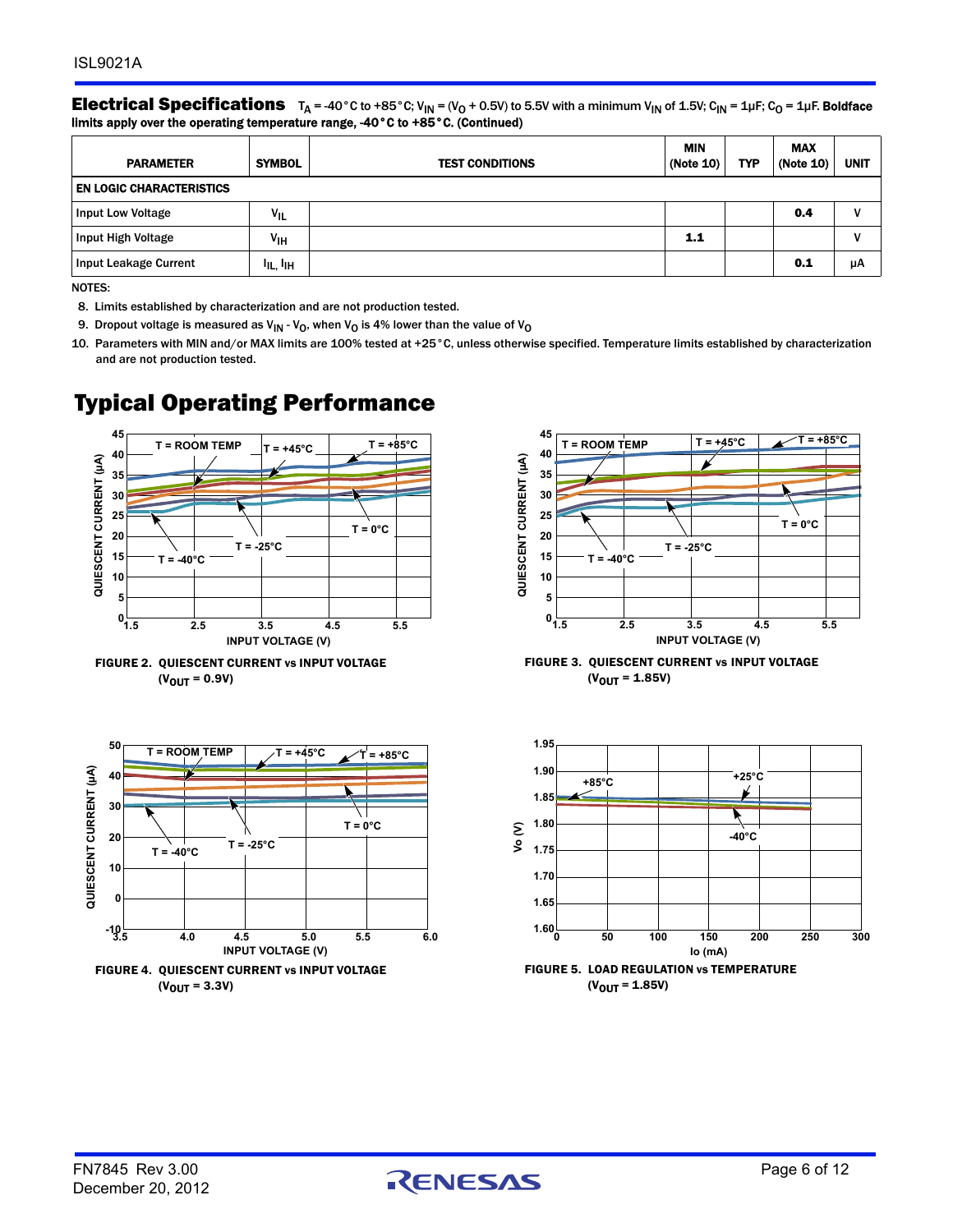## Electrical Specifications

$T_A$ = -40°C to +85°C; $V_{IN}$ = ($V_O$ + 0.5V) to 5.5V with a minimum $V_{IN}$ of 1.5V; $C_{IN}$ = 1µF; $C_O$ = 1µF. **Boldface limits apply over the operating temperature range, -40°C to +85°C. (Continued)**

| PARAMETER | SYMBOL | TEST CONDITIONS | MIN (Note 10) | TYP | MAX (Note 10) | UNIT |
|---|---|---|---|---|---|---|
| **EN LOGIC CHARACTERISTICS** | | | | | | |
| Input Low Voltage | $V_{IL}$ | | | | **0.4** | V |
| Input High Voltage | $V_{IH}$ | | **1.1** | | | V |
| Input Leakage Current | $I_{IL}$, $I_{IH}$ | | | | **0.1** | µA |

NOTES:

8. Limits established by characterization and are not production tested.
9. Dropout voltage is measured as $V_{IN}$ - $V_O$, when $V_O$ is 4% lower than the value of $V_O$
10. Parameters with MIN and/or MAX limits are 100% tested at +25°C, unless otherwise specified. Temperature limits established by characterization and are not production tested.

# Typical Operating Performance

FIGURE 2. QUIESCENT CURRENT vs INPUT VOLTAGE ($V_{OUT}$ = 0.9V)

FIGURE 3. QUIESCENT CURRENT vs INPUT VOLTAGE ($V_{OUT}$ = 1.85V)

FIGURE 4. QUIESCENT CURRENT vs INPUT VOLTAGE ($V_{OUT}$ = 3.3V)

FIGURE 5. LOAD REGULATION vs TEMPERATURE ($V_{OUT}$ = 1.85V)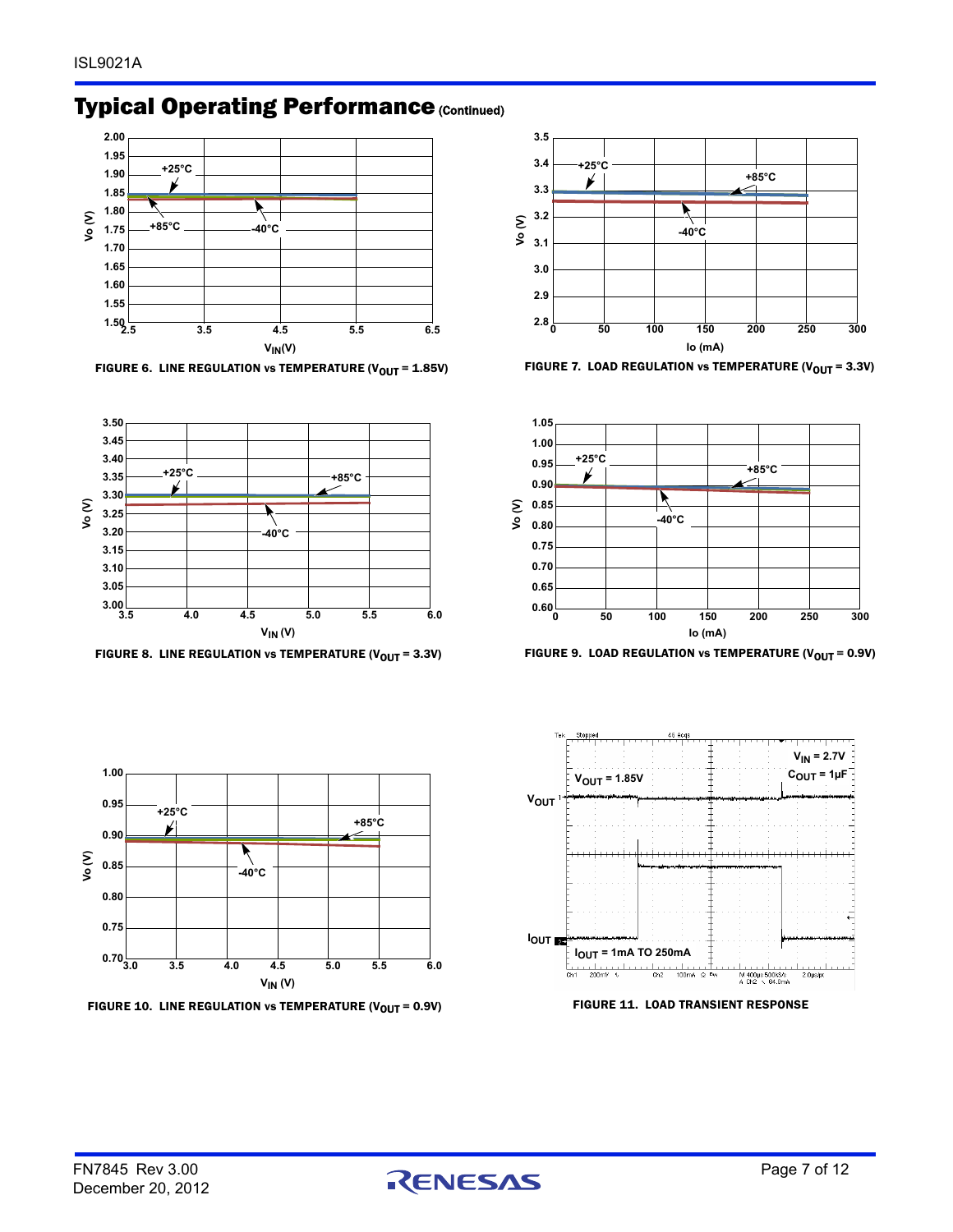## Typical Operating Performance (Continued)

FIGURE 6. LINE REGULATION vs TEMPERATURE ($V_{OUT}$ = 1.85V)

FIGURE 7. LOAD REGULATION vs TEMPERATURE ($V_{OUT}$ = 3.3V)

FIGURE 8. LINE REGULATION vs TEMPERATURE ($V_{OUT}$ = 3.3V)

FIGURE 9. LOAD REGULATION vs TEMPERATURE ($V_{OUT}$ = 0.9V)

FIGURE 10. LINE REGULATION vs TEMPERATURE ($V_{OUT}$ = 0.9V)

FIGURE 11. LOAD TRANSIENT RESPONSE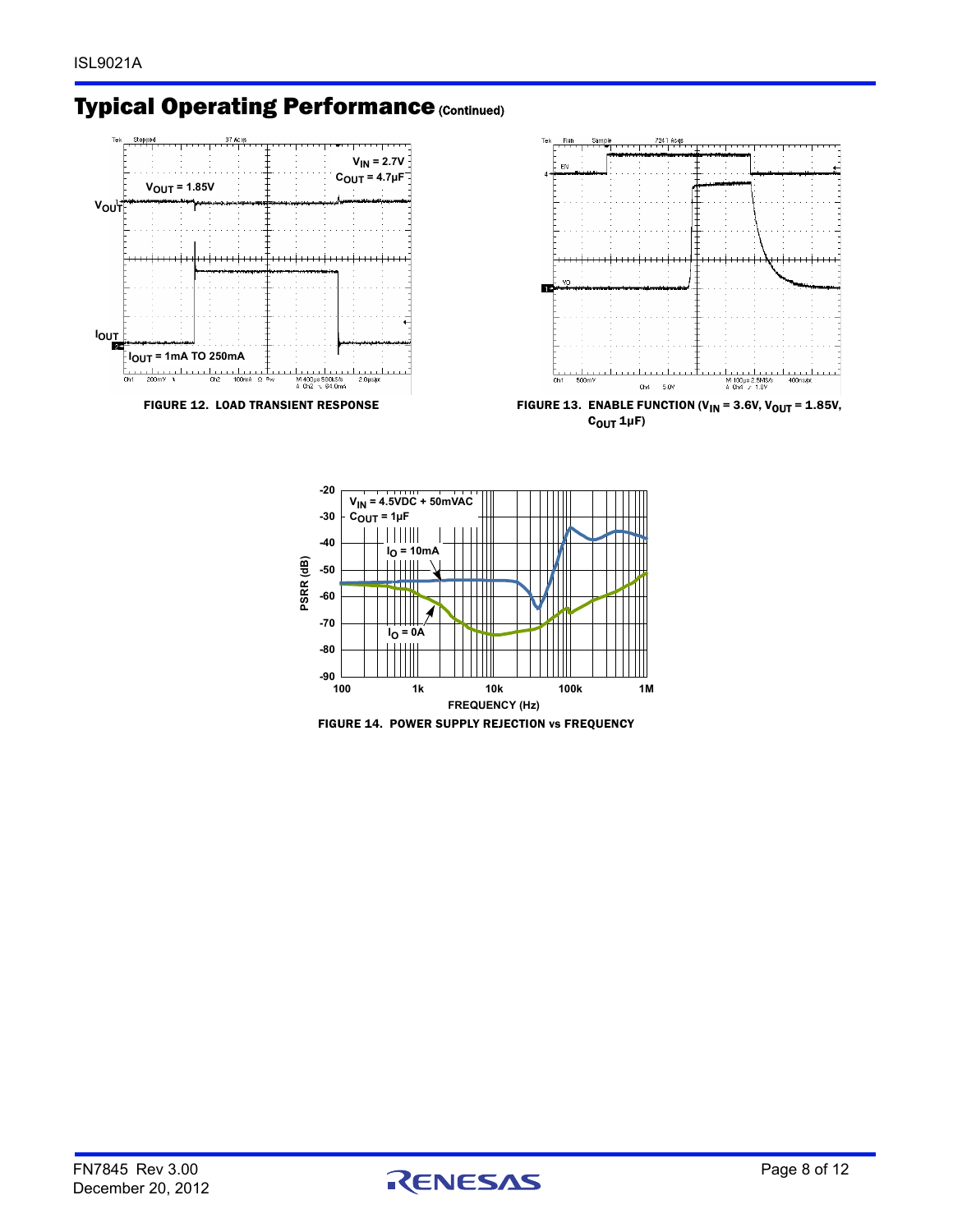## Typical Operating Performance (Continued)

FIGURE 12. LOAD TRANSIENT RESPONSE

FIGURE 13. ENABLE FUNCTION ($V_{IN}$ = 3.6V, $V_{OUT}$ = 1.85V, $C_{OUT}$ 1µF)

FIGURE 14. POWER SUPPLY REJECTION vs FREQUENCY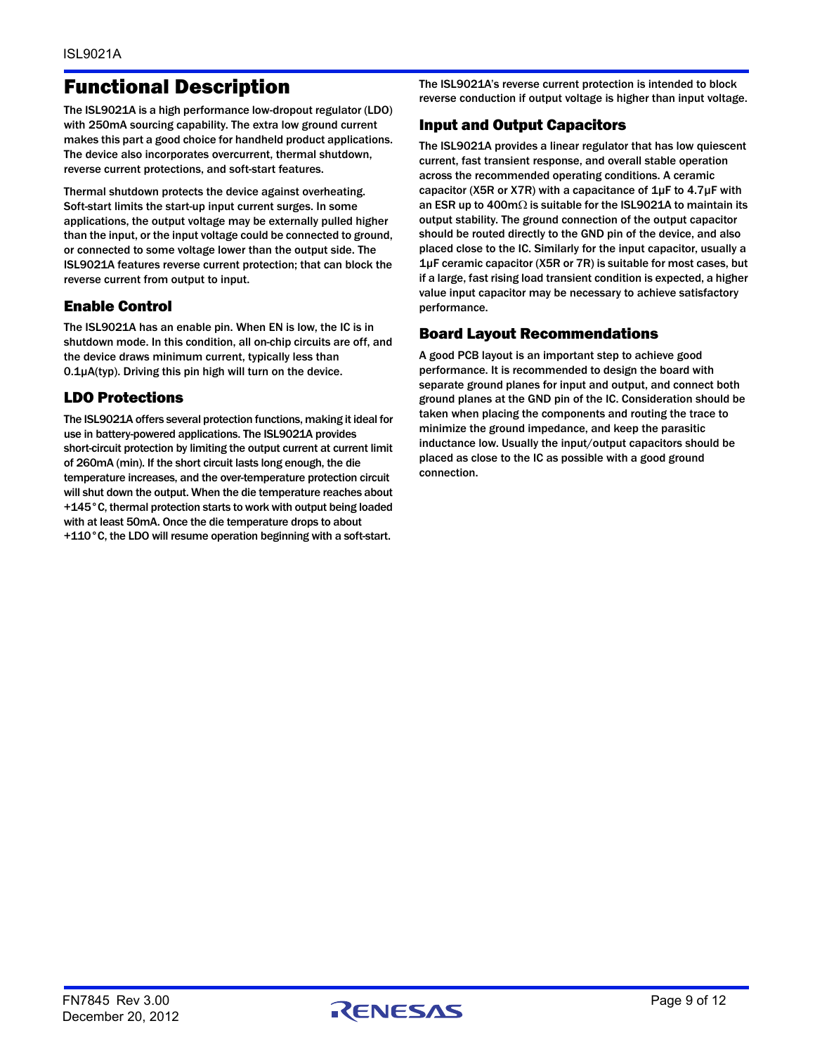## Functional Description

The ISL9021A is a high performance low-dropout regulator (LDO) with 250mA sourcing capability. The extra low ground current makes this part a good choice for handheld product applications. The device also incorporates overcurrent, thermal shutdown, reverse current protections, and soft-start features.

Thermal shutdown protects the device against overheating. Soft-start limits the start-up input current surges. In some applications, the output voltage may be externally pulled higher than the input, or the input voltage could be connected to ground, or connected to some voltage lower than the output side. The ISL9021A features reverse current protection; that can block the reverse current from output to input.

### Enable Control

The ISL9021A has an enable pin. When EN is low, the IC is in shutdown mode. In this condition, all on-chip circuits are off, and the device draws minimum current, typically less than 0.1µA(typ). Driving this pin high will turn on the device.

### LDO Protections

The ISL9021A offers several protection functions, making it ideal for use in battery-powered applications. The ISL9021A provides short-circuit protection by limiting the output current at current limit of 260mA (min). If the short circuit lasts long enough, the die temperature increases, and the over-temperature protection circuit will shut down the output. When the die temperature reaches about +145°C, thermal protection starts to work with output being loaded with at least 50mA. Once the die temperature drops to about +110°C, the LDO will resume operation beginning with a soft-start.

The ISL9021A's reverse current protection is intended to block reverse conduction if output voltage is higher than input voltage.

### Input and Output Capacitors

The ISL9021A provides a linear regulator that has low quiescent current, fast transient response, and overall stable operation across the recommended operating conditions. A ceramic capacitor (X5R or X7R) with a capacitance of 1µF to 4.7µF with an ESR up to 400mΩ is suitable for the ISL9021A to maintain its output stability. The ground connection of the output capacitor should be routed directly to the GND pin of the device, and also placed close to the IC. Similarly for the input capacitor, usually a 1µF ceramic capacitor (X5R or 7R) is suitable for most cases, but if a large, fast rising load transient condition is expected, a higher value input capacitor may be necessary to achieve satisfactory performance.

### Board Layout Recommendations

A good PCB layout is an important step to achieve good performance. It is recommended to design the board with separate ground planes for input and output, and connect both ground planes at the GND pin of the IC. Consideration should be taken when placing the components and routing the trace to minimize the ground impedance, and keep the parasitic inductance low. Usually the input/output capacitors should be placed as close to the IC as possible with a good ground connection.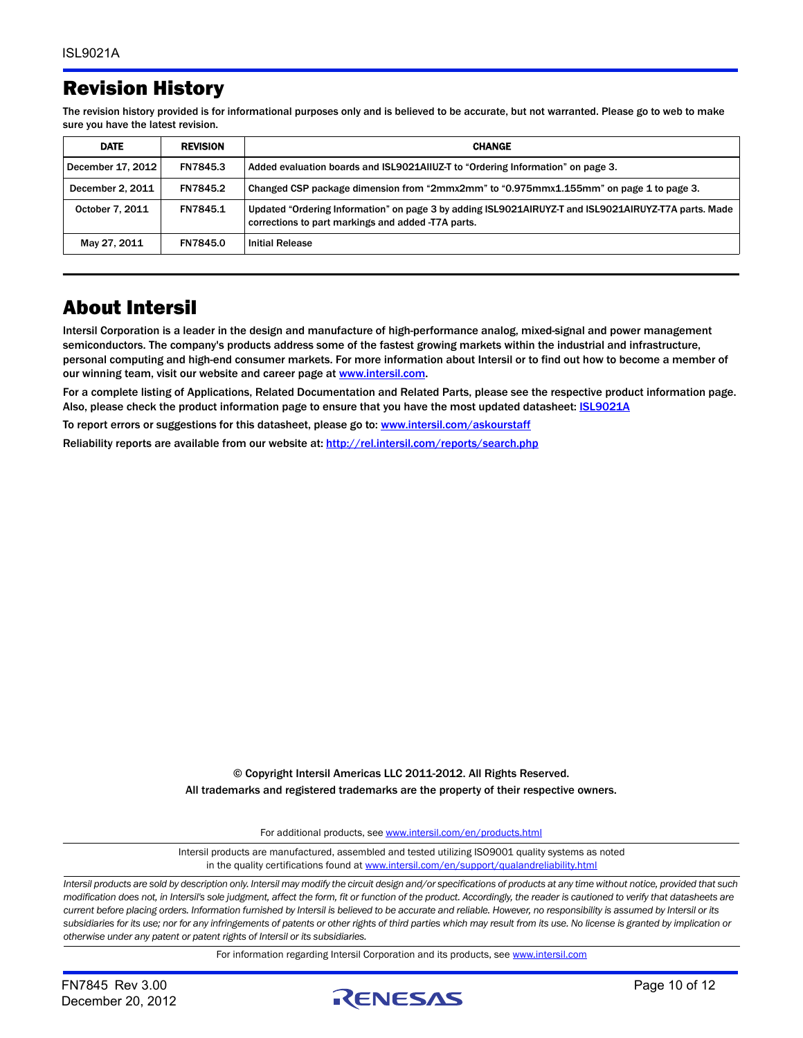## Revision History

The revision history provided is for informational purposes only and is believed to be accurate, but not warranted. Please go to web to make sure you have the latest revision.

| DATE | REVISION | CHANGE |
|---|---|---|
| December 17, 2012 | FN7845.3 | Added evaluation boards and ISL9021AIIUZ-T to “Ordering Information” on page 3. |
| December 2, 2011 | FN7845.2 | Changed CSP package dimension from “2mmx2mm” to “0.975mmx1.155mm” on page 1 to page 3. |
| October 7, 2011 | FN7845.1 | Updated “Ordering Information” on page 3 by adding ISL9021AIRUYZ-T and ISL9021AIRUYZ-T7A parts. Made corrections to part markings and added -T7A parts. |
| May 27, 2011 | FN7845.0 | Initial Release |

## About Intersil

Intersil Corporation is a leader in the design and manufacture of high-performance analog, mixed-signal and power management semiconductors. The company's products address some of the fastest growing markets within the industrial and infrastructure, personal computing and high-end consumer markets. For more information about Intersil or to find out how to become a member of our winning team, visit our website and career page at www.intersil.com.

For a complete listing of Applications, Related Documentation and Related Parts, please see the respective product information page. Also, please check the product information page to ensure that you have the most updated datasheet: ISL9021A

To report errors or suggestions for this datasheet, please go to: www.intersil.com/askourstaff

Reliability reports are available from our website at: http://rel.intersil.com/reports/search.php

© Copyright Intersil Americas LLC 2011-2012. All Rights Reserved.
All trademarks and registered trademarks are the property of their respective owners.

For additional products, see www.intersil.com/en/products.html

Intersil products are manufactured, assembled and tested utilizing ISO9001 quality systems as noted in the quality certifications found at www.intersil.com/en/support/qualandreliability.html

*Intersil products are sold by description only. Intersil may modify the circuit design and/or specifications of products at any time without notice, provided that such modification does not, in Intersil's sole judgment, affect the form, fit or function of the product. Accordingly, the reader is cautioned to verify that datasheets are current before placing orders. Information furnished by Intersil is believed to be accurate and reliable. However, no responsibility is assumed by Intersil or its subsidiaries for its use; nor for any infringements of patents or other rights of third parties which may result from its use. No license is granted by implication or otherwise under any patent or patent rights of Intersil or its subsidiaries.*

For information regarding Intersil Corporation and its products, see www.intersil.com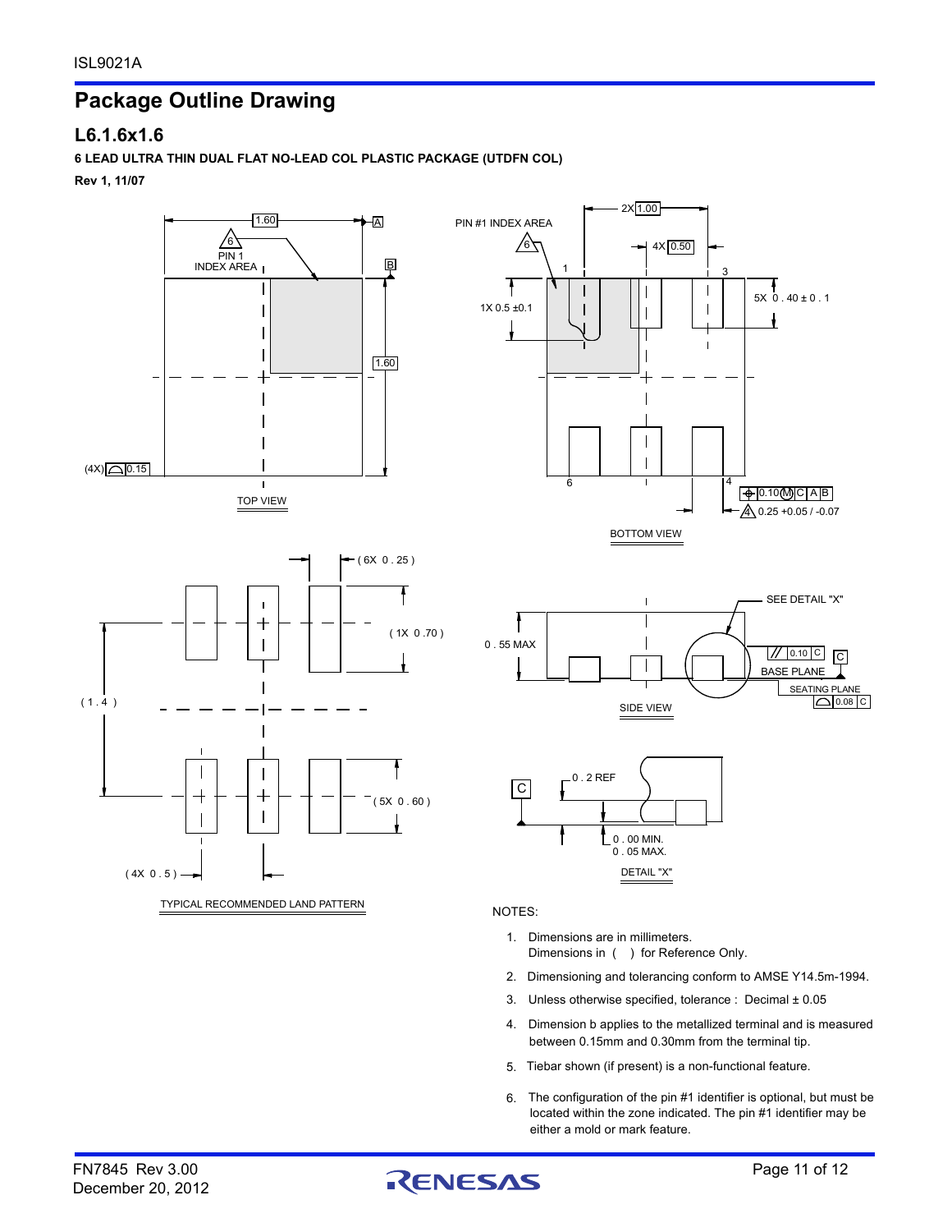## Package Outline Drawing

### L6.1.6x1.6

**6 LEAD ULTRA THIN DUAL FLAT NO-LEAD COL PLASTIC PACKAGE (UTDFN COL)**

**Rev 1, 11/07**

TOP VIEW

BOTTOM VIEW

TYPICAL RECOMMENDED LAND PATTERN

SIDE VIEW

DETAIL "X"

NOTES:

1. Dimensions are in millimeters.
   Dimensions in ( ) for Reference Only.
2. Dimensioning and tolerancing conform to AMSE Y14.5m-1994.
3. Unless otherwise specified, tolerance : Decimal ± 0.05
4. Dimension b applies to the metallized terminal and is measured between 0.15mm and 0.30mm from the terminal tip.
5. Tiebar shown (if present) is a non-functional feature.
6. The configuration of the pin #1 identifier is optional, but must be located within the zone indicated. The pin #1 identifier may be either a mold or mark feature.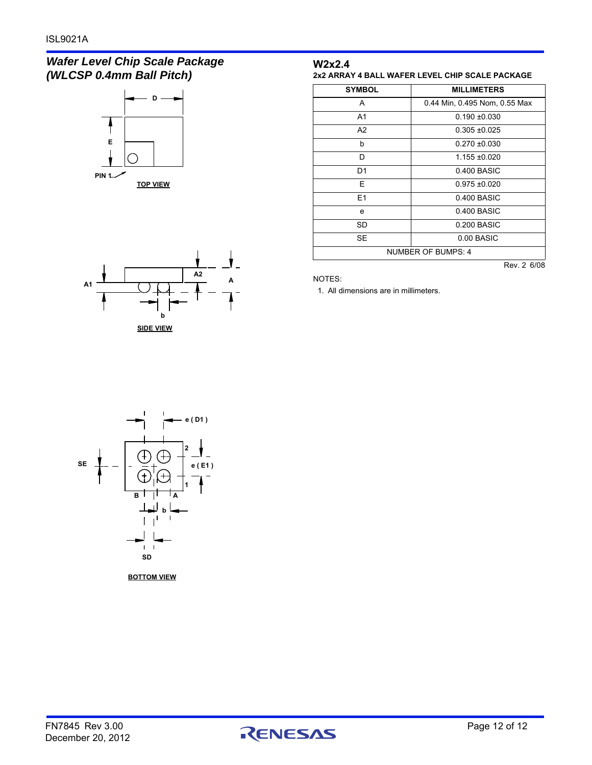## Wafer Level Chip Scale Package (WLCSP 0.4mm Ball Pitch)

TOP VIEW

SIDE VIEW

BOTTOM VIEW

### W2x2.4

**2x2 ARRAY 4 BALL WAFER LEVEL CHIP SCALE PACKAGE**

| SYMBOL | MILLIMETERS |
|---|---|
| A | 0.44 Min, 0.495 Nom, 0.55 Max |
| A1 | 0.190 ±0.030 |
| A2 | 0.305 ±0.025 |
| b | 0.270 ±0.030 |
| D | 1.155 ±0.020 |
| D1 | 0.400 BASIC |
| E | 0.975 ±0.020 |
| E1 | 0.400 BASIC |
| e | 0.400 BASIC |
| SD | 0.200 BASIC |
| SE | 0.00 BASIC |
| NUMBER OF BUMPS: 4 | |

Rev. 2 6/08

NOTES:

1. All dimensions are in millimeters.